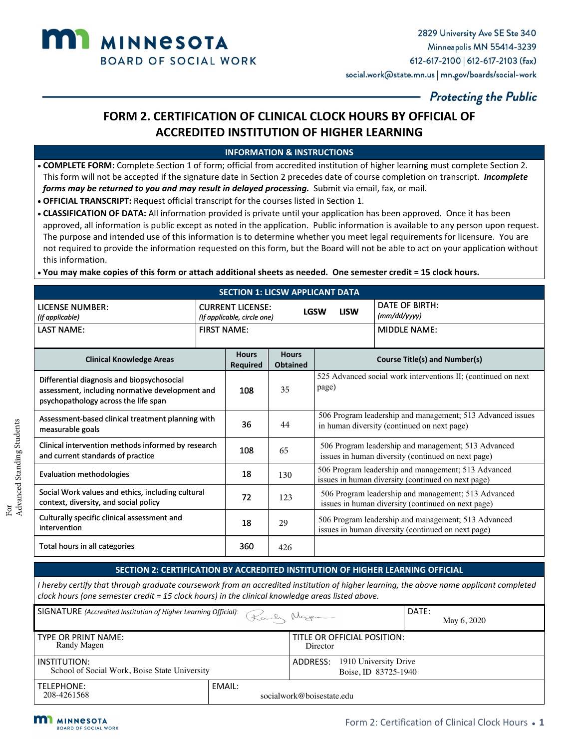MINNESOTA BOARD OF SOCIAL WORK

2829 University Ave SE Ste 340
Minneapolis MN 55414-3239
612-617-2100 | 612-617-2103 (fax)
social.work@state.mn.us | mn.gov/boards/social-work

*Protecting the Public*

# FORM 2. CERTIFICATION OF CLINICAL CLOCK HOURS BY OFFICIAL OF ACCREDITED INSTITUTION OF HIGHER LEARNING

## INFORMATION & INSTRUCTIONS

- **COMPLETE FORM:** Complete Section 1 of form; official from accredited institution of higher learning must complete Section 2. This form will not be accepted if the signature date in Section 2 precedes date of course completion on transcript. ***Incomplete forms may be returned to you and may result in delayed processing.*** Submit via email, fax, or mail.
- **OFFICIAL TRANSCRIPT:** Request official transcript for the courses listed in Section 1.
- **CLASSIFICATION OF DATA:** All information provided is private until your application has been approved. Once it has been approved, all information is public except as noted in the application. Public information is available to any person upon request. The purpose and intended use of this information is to determine whether you meet legal requirements for licensure. You are not required to provide the information requested on this form, but the Board will not be able to act on your application without this information.
- **You may make copies of this form or attach additional sheets as needed. One semester credit = 15 clock hours.**

## SECTION 1: LICSW APPLICANT DATA

| LICENSE NUMBER: *(If applicable)* | CURRENT LICENSE: *(If applicable, circle one)* LGSW LISW | DATE OF BIRTH: *(mm/dd/yyyy)* |
|---|---|---|
| LAST NAME: | FIRST NAME: | MIDDLE NAME: |

| Clinical Knowledge Areas | Hours Required | Hours Obtained | Course Title(s) and Number(s) |
|---|---|---|---|
| Differential diagnosis and biopsychosocial assessment, including normative development and psychopathology across the life span | 108 | 35 | 525 Advanced social work interventions II; (continued on next page) |
| Assessment-based clinical treatment planning with measurable goals | 36 | 44 | 506 Program leadership and management; 513 Advanced issues in human diversity (continued on next page) |
| Clinical intervention methods informed by research and current standards of practice | 108 | 65 | 506 Program leadership and management; 513 Advanced issues in human diversity (continued on next page) |
| Evaluation methodologies | 18 | 130 | 506 Program leadership and management; 513 Advanced issues in human diversity (continued on next page) |
| Social Work values and ethics, including cultural context, diversity, and social policy | 72 | 123 | 506 Program leadership and management; 513 Advanced issues in human diversity (continued on next page) |
| Culturally specific clinical assessment and intervention | 18 | 29 | 506 Program leadership and management; 513 Advanced issues in human diversity (continued on next page) |
| Total hours in all categories | 360 | 426 | |

For Advanced Standing Students

## SECTION 2: CERTIFICATION BY ACCREDITED INSTITUTION OF HIGHER LEARNING OFFICIAL

*I hereby certify that through graduate coursework from an accredited institution of higher learning, the above name applicant completed clock hours (one semester credit = 15 clock hours) in the clinical knowledge areas listed above.*

| SIGNATURE *(Accredited Institution of Higher Learning Official)* [signature] | DATE: May 6, 2020 |
|---|---|
| TYPE OR PRINT NAME: Randy Magen | TITLE OR OFFICIAL POSITION: Director |
| INSTITUTION: School of Social Work, Boise State University | ADDRESS: 1910 University Drive, Boise, ID 83725-1940 |
| TELEPHONE: 208-4261568 | EMAIL: socialwork@boisestate.edu |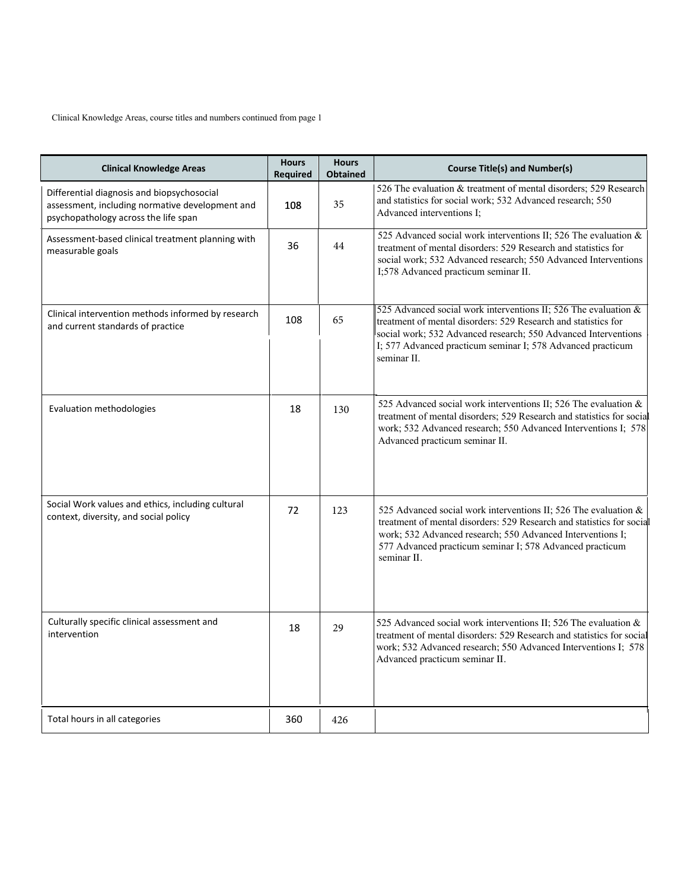Clinical Knowledge Areas, course titles and numbers continued from page 1

| Clinical Knowledge Areas | Hours Required | Hours Obtained | Course Title(s) and Number(s) |
|---|---|---|---|
| Differential diagnosis and biopsychosocial assessment, including normative development and psychopathology across the life span | 108 | 35 | 526 The evaluation & treatment of mental disorders; 529 Research and statistics for social work; 532 Advanced research; 550 Advanced interventions I; |
| Assessment-based clinical treatment planning with measurable goals | 36 | 44 | 525 Advanced social work interventions II; 526 The evaluation & treatment of mental disorders: 529 Research and statistics for social work; 532 Advanced research; 550 Advanced Interventions I;578 Advanced practicum seminar II. |
| Clinical intervention methods informed by research and current standards of practice | 108 | 65 | 525 Advanced social work interventions II; 526 The evaluation & treatment of mental disorders: 529 Research and statistics for social work; 532 Advanced research; 550 Advanced Interventions I; 577 Advanced practicum seminar I; 578 Advanced practicum seminar II. |
| Evaluation methodologies | 18 | 130 | 525 Advanced social work interventions II; 526 The evaluation & treatment of mental disorders; 529 Research and statistics for social work; 532 Advanced research; 550 Advanced Interventions I; 578 Advanced practicum seminar II. |
| Social Work values and ethics, including cultural context, diversity, and social policy | 72 | 123 | 525 Advanced social work interventions II; 526 The evaluation & treatment of mental disorders: 529 Research and statistics for social work; 532 Advanced research; 550 Advanced Interventions I; 577 Advanced practicum seminar I; 578 Advanced practicum seminar II. |
| Culturally specific clinical assessment and intervention | 18 | 29 | 525 Advanced social work interventions II; 526 The evaluation & treatment of mental disorders: 529 Research and statistics for social work; 532 Advanced research; 550 Advanced Interventions I; 578 Advanced practicum seminar II. |
| Total hours in all categories | 360 | 426 | |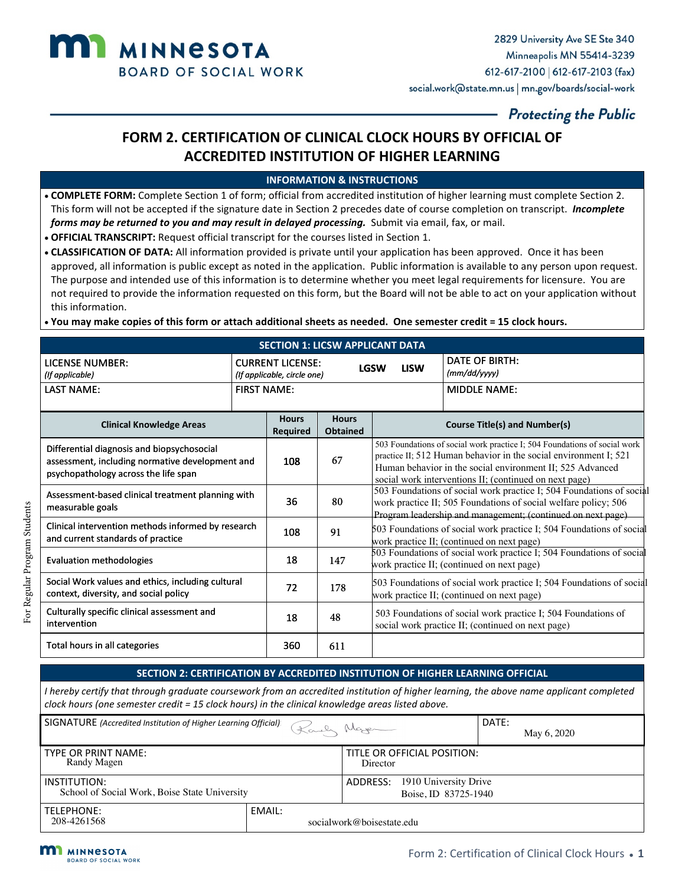**MINNESOTA BOARD OF SOCIAL WORK**

2829 University Ave SE Ste 340
Minneapolis MN 55414-3239
612-617-2100 | 612-617-2103 (fax)
social.work@state.mn.us | mn.gov/boards/social-work

*Protecting the Public*

# FORM 2. CERTIFICATION OF CLINICAL CLOCK HOURS BY OFFICIAL OF ACCREDITED INSTITUTION OF HIGHER LEARNING

## INFORMATION & INSTRUCTIONS

- **COMPLETE FORM:** Complete Section 1 of form; official from accredited institution of higher learning must complete Section 2. This form will not be accepted if the signature date in Section 2 precedes date of course completion on transcript. ***Incomplete forms may be returned to you and may result in delayed processing.*** Submit via email, fax, or mail.
- **OFFICIAL TRANSCRIPT:** Request official transcript for the courses listed in Section 1.
- **CLASSIFICATION OF DATA:** All information provided is private until your application has been approved. Once it has been approved, all information is public except as noted in the application. Public information is available to any person upon request. The purpose and intended use of this information is to determine whether you meet legal requirements for licensure. You are not required to provide the information requested on this form, but the Board will not be able to act on your application without this information.
- **You may make copies of this form or attach additional sheets as needed. One semester credit = 15 clock hours.**

## SECTION 1: LICSW APPLICANT DATA

| LICENSE NUMBER: *(If applicable)* | CURRENT LICENSE: *(If applicable, circle one)* LGSW LISW | DATE OF BIRTH: *(mm/dd/yyyy)* |
|---|---|---|
| LAST NAME: | FIRST NAME: | MIDDLE NAME: |

For Regular Program Students

| Clinical Knowledge Areas | Hours Required | Hours Obtained | Course Title(s) and Number(s) |
|---|---|---|---|
| Differential diagnosis and biopsychosocial assessment, including normative development and psychopathology across the life span | 108 | 67 | 503 Foundations of social work practice I; 504 Foundations of social work practice II; 512 Human behavior in the social environment I; 521 Human behavior in the social environment II; 525 Advanced social work interventions II; (continued on next page) |
| Assessment-based clinical treatment planning with measurable goals | 36 | 80 | 503 Foundations of social work practice I; 504 Foundations of social work practice II; 505 Foundations of social welfare policy; 506 Program leadership and management; (continued on next page) |
| Clinical intervention methods informed by research and current standards of practice | 108 | 91 | 503 Foundations of social work practice I; 504 Foundations of social work practice II; (continued on next page) |
| Evaluation methodologies | 18 | 147 | 503 Foundations of social work practice I; 504 Foundations of social work practice II; (continued on next page) |
| Social Work values and ethics, including cultural context, diversity, and social policy | 72 | 178 | 503 Foundations of social work practice I; 504 Foundations of social work practice II; (continued on next page) |
| Culturally specific clinical assessment and intervention | 18 | 48 | 503 Foundations of social work practice I; 504 Foundations of social work practice II; (continued on next page) |
| Total hours in all categories | 360 | 611 | |

## SECTION 2: CERTIFICATION BY ACCREDITED INSTITUTION OF HIGHER LEARNING OFFICIAL

*I hereby certify that through graduate coursework from an accredited institution of higher learning, the above name applicant completed clock hours (one semester credit = 15 clock hours) in the clinical knowledge areas listed above.*

| SIGNATURE *(Accredited Institution of Higher Learning Official)* [signature] | DATE: May 6, 2020 |
|---|---|
| TYPE OR PRINT NAME: Randy Magen | TITLE OR OFFICIAL POSITION: Director |
| INSTITUTION: School of Social Work, Boise State University | ADDRESS: 1910 University Drive Boise, ID 83725-1940 |
| TELEPHONE: 208-4261568 | EMAIL: socialwork@boisestate.edu |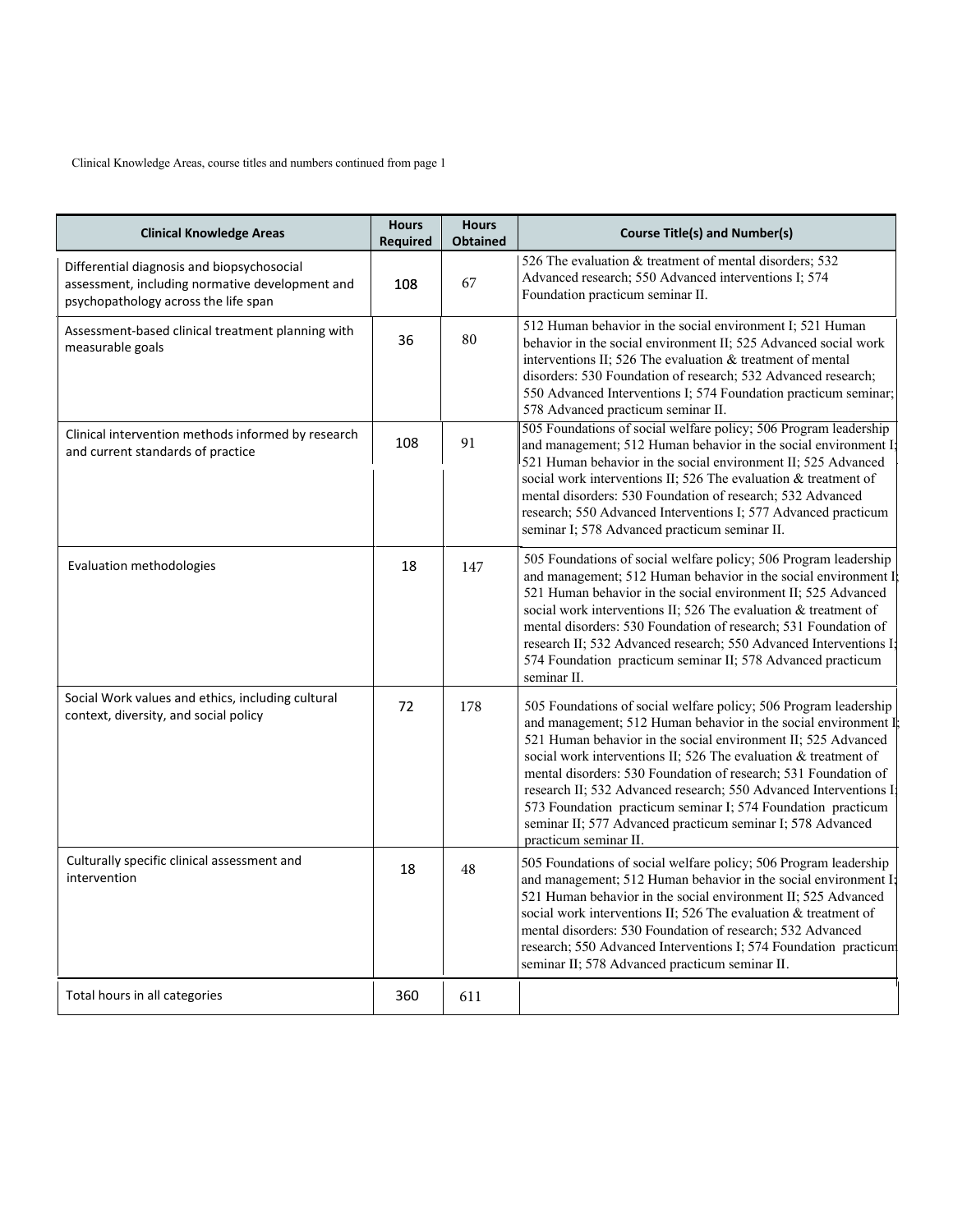Clinical Knowledge Areas, course titles and numbers continued from page 1

| Clinical Knowledge Areas | Hours Required | Hours Obtained | Course Title(s) and Number(s) |
|---|---|---|---|
| Differential diagnosis and biopsychosocial assessment, including normative development and psychopathology across the life span | 108 | 67 | 526 The evaluation & treatment of mental disorders; 532 Advanced research; 550 Advanced interventions I; 574 Foundation practicum seminar II. |
| Assessment-based clinical treatment planning with measurable goals | 36 | 80 | 512 Human behavior in the social environment I; 521 Human behavior in the social environment II; 525 Advanced social work interventions II; 526 The evaluation & treatment of mental disorders: 530 Foundation of research; 532 Advanced research; 550 Advanced Interventions I; 574 Foundation practicum seminar; 578 Advanced practicum seminar II. |
| Clinical intervention methods informed by research and current standards of practice | 108 | 91 | 505 Foundations of social welfare policy; 506 Program leadership and management; 512 Human behavior in the social environment I; 521 Human behavior in the social environment II; 525 Advanced social work interventions II; 526 The evaluation & treatment of mental disorders: 530 Foundation of research; 532 Advanced research; 550 Advanced Interventions I; 577 Advanced practicum seminar I; 578 Advanced practicum seminar II. |
| Evaluation methodologies | 18 | 147 | 505 Foundations of social welfare policy; 506 Program leadership and management; 512 Human behavior in the social environment I; 521 Human behavior in the social environment II; 525 Advanced social work interventions II; 526 The evaluation & treatment of mental disorders: 530 Foundation of research; 531 Foundation of research II; 532 Advanced research; 550 Advanced Interventions I; 574 Foundation practicum seminar II; 578 Advanced practicum seminar II. |
| Social Work values and ethics, including cultural context, diversity, and social policy | 72 | 178 | 505 Foundations of social welfare policy; 506 Program leadership and management; 512 Human behavior in the social environment I; 521 Human behavior in the social environment II; 525 Advanced social work interventions II; 526 The evaluation & treatment of mental disorders: 530 Foundation of research; 531 Foundation of research II; 532 Advanced research; 550 Advanced Interventions I; 573 Foundation practicum seminar I; 574 Foundation practicum seminar II; 577 Advanced practicum seminar I; 578 Advanced practicum seminar II. |
| Culturally specific clinical assessment and intervention | 18 | 48 | 505 Foundations of social welfare policy; 506 Program leadership and management; 512 Human behavior in the social environment I; 521 Human behavior in the social environment II; 525 Advanced social work interventions II; 526 The evaluation & treatment of mental disorders: 530 Foundation of research; 532 Advanced research; 550 Advanced Interventions I; 574 Foundation practicum seminar II; 578 Advanced practicum seminar II. |
| Total hours in all categories | 360 | 611 | |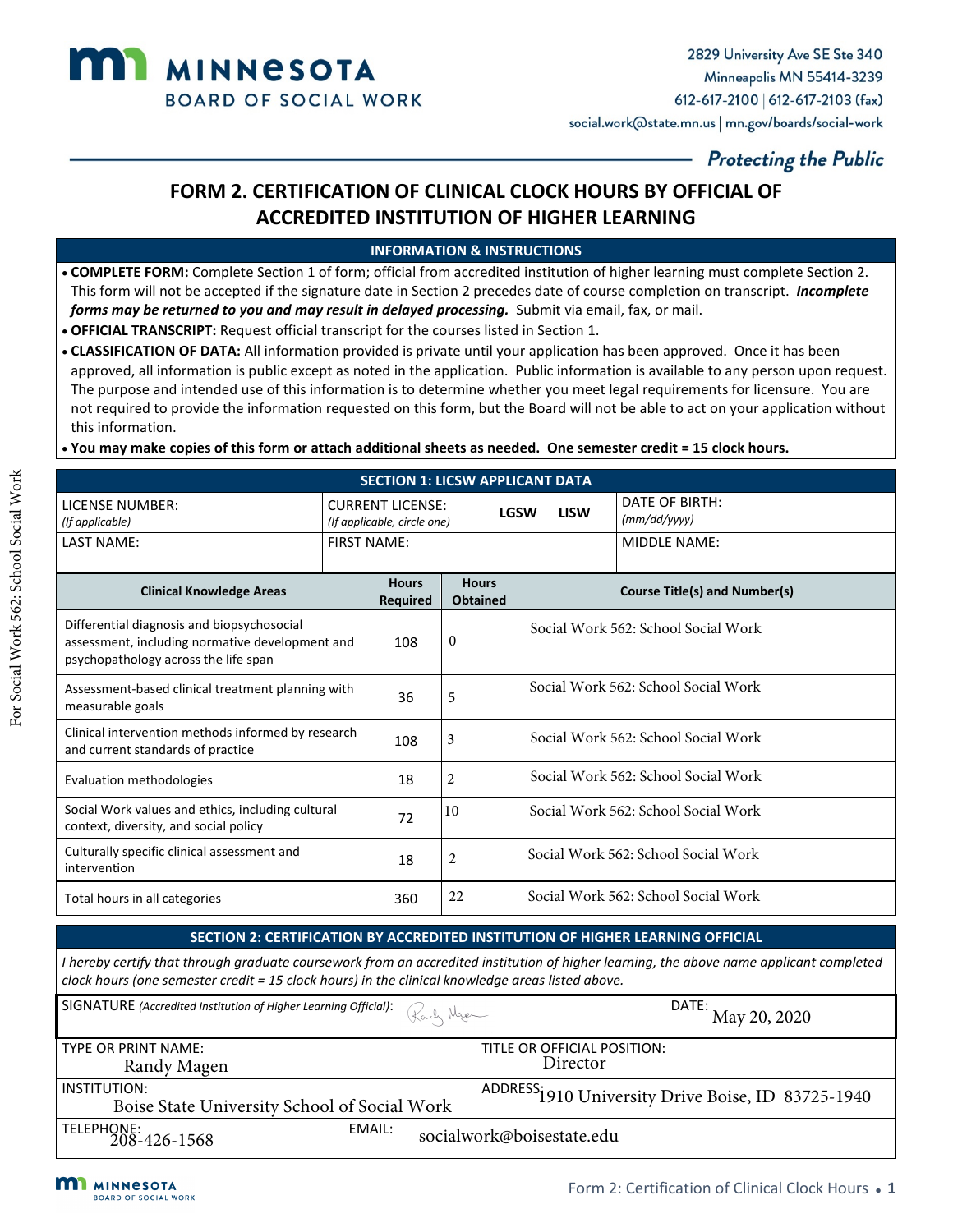**MINNESOTA BOARD OF SOCIAL WORK**

2829 University Ave SE Ste 340
Minneapolis MN 55414-3239
612-617-2100 | 612-617-2103 (fax)
social.work@state.mn.us | mn.gov/boards/social-work

*Protecting the Public*

# FORM 2. CERTIFICATION OF CLINICAL CLOCK HOURS BY OFFICIAL OF ACCREDITED INSTITUTION OF HIGHER LEARNING

## INFORMATION & INSTRUCTIONS

- **COMPLETE FORM:** Complete Section 1 of form; official from accredited institution of higher learning must complete Section 2. This form will not be accepted if the signature date in Section 2 precedes date of course completion on transcript. ***Incomplete forms may be returned to you and may result in delayed processing.*** Submit via email, fax, or mail.
- **OFFICIAL TRANSCRIPT:** Request official transcript for the courses listed in Section 1.
- **CLASSIFICATION OF DATA:** All information provided is private until your application has been approved. Once it has been approved, all information is public except as noted in the application. Public information is available to any person upon request. The purpose and intended use of this information is to determine whether you meet legal requirements for licensure. You are not required to provide the information requested on this form, but the Board will not be able to act on your application without this information.
- **You may make copies of this form or attach additional sheets as needed. One semester credit = 15 clock hours.**

For Social Work 562: School Social Work

## SECTION 1: LICSW APPLICANT DATA

| LICENSE NUMBER: *(If applicable)* | CURRENT LICENSE: *(If applicable, circle one)* LGSW LISW | DATE OF BIRTH: *(mm/dd/yyyy)* |
|---|---|---|
| LAST NAME: | FIRST NAME: | MIDDLE NAME: |

| Clinical Knowledge Areas | Hours Required | Hours Obtained | Course Title(s) and Number(s) |
|---|---|---|---|
| Differential diagnosis and biopsychosocial assessment, including normative development and psychopathology across the life span | 108 | 0 | Social Work 562: School Social Work |
| Assessment-based clinical treatment planning with measurable goals | 36 | 5 | Social Work 562: School Social Work |
| Clinical intervention methods informed by research and current standards of practice | 108 | 3 | Social Work 562: School Social Work |
| Evaluation methodologies | 18 | 2 | Social Work 562: School Social Work |
| Social Work values and ethics, including cultural context, diversity, and social policy | 72 | 10 | Social Work 562: School Social Work |
| Culturally specific clinical assessment and intervention | 18 | 2 | Social Work 562: School Social Work |
| Total hours in all categories | 360 | 22 | Social Work 562: School Social Work |

## SECTION 2: CERTIFICATION BY ACCREDITED INSTITUTION OF HIGHER LEARNING OFFICIAL

*I hereby certify that through graduate coursework from an accredited institution of higher learning, the above name applicant completed clock hours (one semester credit = 15 clock hours) in the clinical knowledge areas listed above.*

| SIGNATURE *(Accredited Institution of Higher Learning Official)*: Randy Magen | DATE: May 20, 2020 |
|---|---|
| TYPE OR PRINT NAME: Randy Magen | TITLE OR OFFICIAL POSITION: Director |
| INSTITUTION: Boise State University School of Social Work | ADDRESS: 1910 University Drive Boise, ID 83725-1940 |
| TELEPHONE: 208-426-1568 | EMAIL: socialwork@boisestate.edu |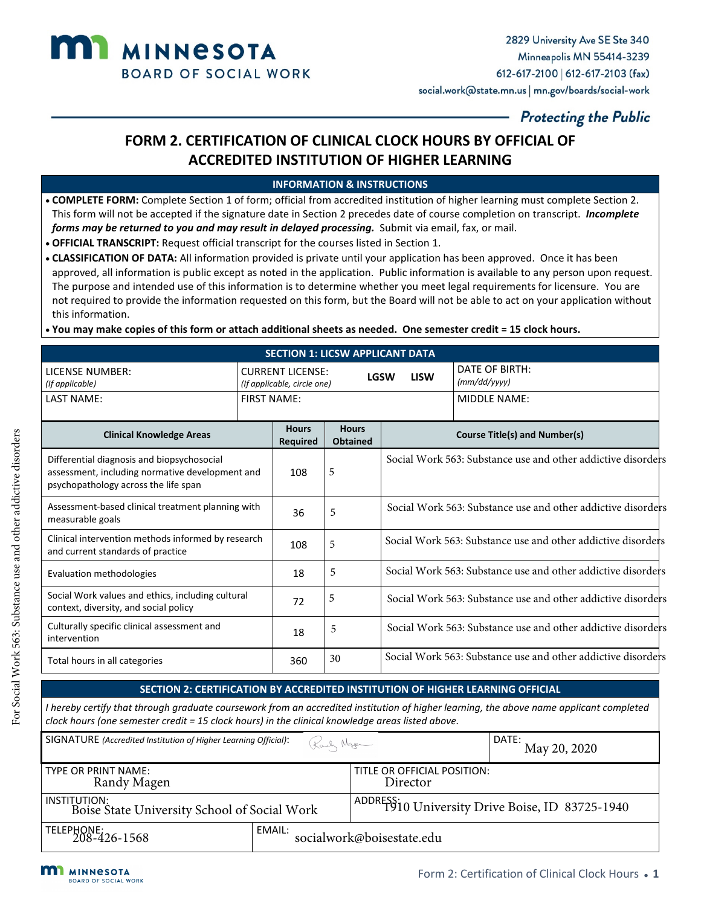MINNESOTA BOARD OF SOCIAL WORK

2829 University Ave SE Ste 340
Minneapolis MN 55414-3239
612-617-2100 | 612-617-2103 (fax)
social.work@state.mn.us | mn.gov/boards/social-work

*Protecting the Public*

# FORM 2. CERTIFICATION OF CLINICAL CLOCK HOURS BY OFFICIAL OF ACCREDITED INSTITUTION OF HIGHER LEARNING

## INFORMATION & INSTRUCTIONS

- **COMPLETE FORM:** Complete Section 1 of form; official from accredited institution of higher learning must complete Section 2. This form will not be accepted if the signature date in Section 2 precedes date of course completion on transcript. ***Incomplete forms may be returned to you and may result in delayed processing.*** Submit via email, fax, or mail.
- **OFFICIAL TRANSCRIPT:** Request official transcript for the courses listed in Section 1.
- **CLASSIFICATION OF DATA:** All information provided is private until your application has been approved. Once it has been approved, all information is public except as noted in the application. Public information is available to any person upon request. The purpose and intended use of this information is to determine whether you meet legal requirements for licensure. You are not required to provide the information requested on this form, but the Board will not be able to act on your application without this information.
- **You may make copies of this form or attach additional sheets as needed. One semester credit = 15 clock hours.**

## SECTION 1: LICSW APPLICANT DATA

| LICENSE NUMBER: *(If applicable)* | CURRENT LICENSE: *(If applicable, circle one)* LGSW LISW | DATE OF BIRTH: *(mm/dd/yyyy)* |
|---|---|---|
| LAST NAME: | FIRST NAME: | MIDDLE NAME: |

| Clinical Knowledge Areas | Hours Required | Hours Obtained | Course Title(s) and Number(s) |
|---|---|---|---|
| Differential diagnosis and biopsychosocial assessment, including normative development and psychopathology across the life span | 108 | 5 | Social Work 563: Substance use and other addictive disorders |
| Assessment-based clinical treatment planning with measurable goals | 36 | 5 | Social Work 563: Substance use and other addictive disorders |
| Clinical intervention methods informed by research and current standards of practice | 108 | 5 | Social Work 563: Substance use and other addictive disorders |
| Evaluation methodologies | 18 | 5 | Social Work 563: Substance use and other addictive disorders |
| Social Work values and ethics, including cultural context, diversity, and social policy | 72 | 5 | Social Work 563: Substance use and other addictive disorders |
| Culturally specific clinical assessment and intervention | 18 | 5 | Social Work 563: Substance use and other addictive disorders |
| Total hours in all categories | 360 | 30 | Social Work 563: Substance use and other addictive disorders |

## SECTION 2: CERTIFICATION BY ACCREDITED INSTITUTION OF HIGHER LEARNING OFFICIAL

*I hereby certify that through graduate coursework from an accredited institution of higher learning, the above name applicant completed clock hours (one semester credit = 15 clock hours) in the clinical knowledge areas listed above.*

| SIGNATURE *(Accredited Institution of Higher Learning Official)*: [signature] | | DATE: May 20, 2020 |
|---|---|---|
| TYPE OR PRINT NAME: Randy Magen | TITLE OR OFFICIAL POSITION: Director | |
| INSTITUTION: Boise State University School of Social Work | ADDRESS: 1910 University Drive Boise, ID 83725-1940 | |
| TELEPHONE: 208-426-1568 | EMAIL: socialwork@boisestate.edu | |

For Social Work 563: Substance use and other addictive disorders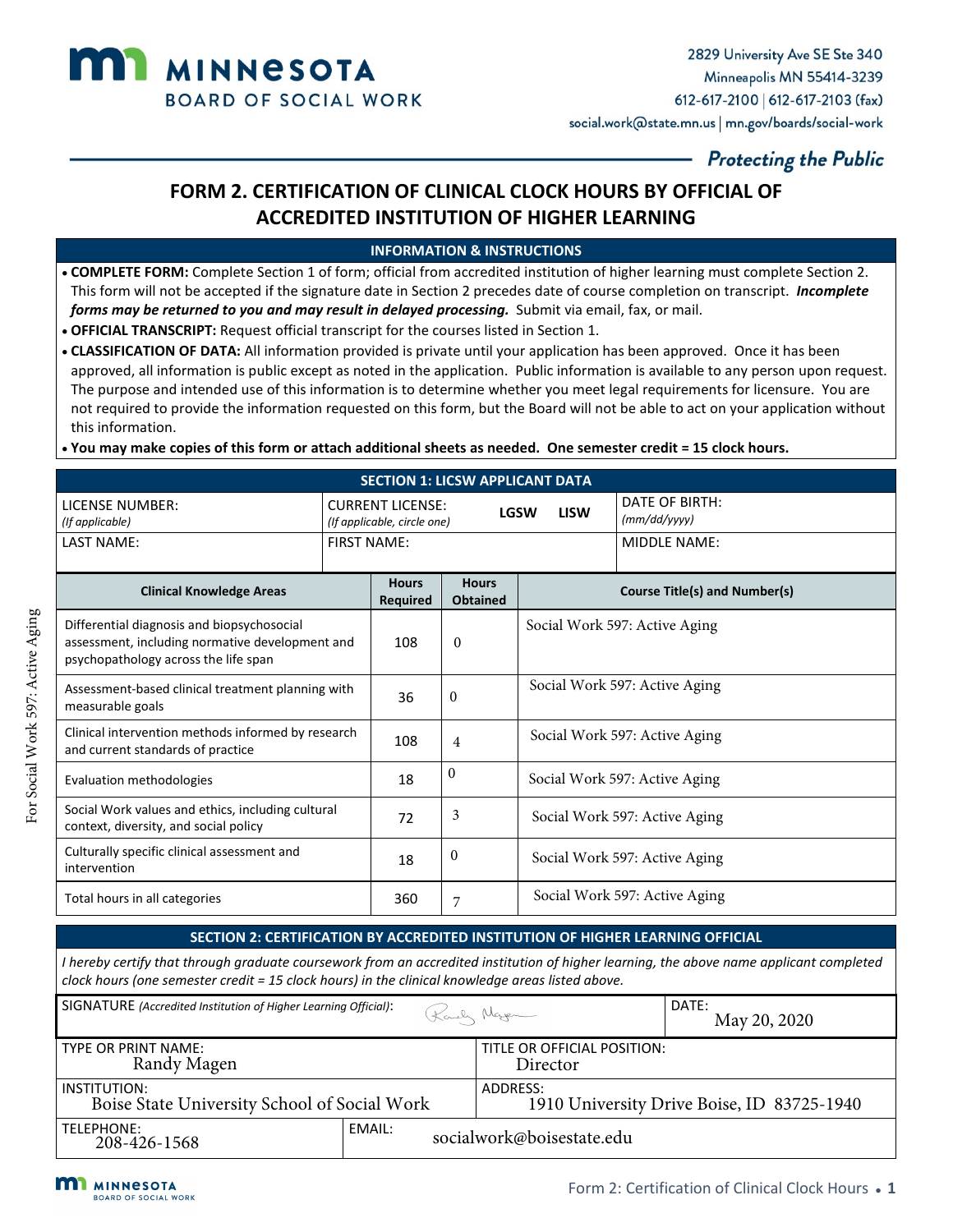MINNESOTA
BOARD OF SOCIAL WORK

2829 University Ave SE Ste 340
Minneapolis MN 55414-3239
612-617-2100 | 612-617-2103 (fax)
social.work@state.mn.us | mn.gov/boards/social-work

*Protecting the Public*

# FORM 2. CERTIFICATION OF CLINICAL CLOCK HOURS BY OFFICIAL OF ACCREDITED INSTITUTION OF HIGHER LEARNING

## INFORMATION & INSTRUCTIONS

- **COMPLETE FORM:** Complete Section 1 of form; official from accredited institution of higher learning must complete Section 2. This form will not be accepted if the signature date in Section 2 precedes date of course completion on transcript. ***Incomplete forms may be returned to you and may result in delayed processing.*** Submit via email, fax, or mail.
- **OFFICIAL TRANSCRIPT:** Request official transcript for the courses listed in Section 1.
- **CLASSIFICATION OF DATA:** All information provided is private until your application has been approved. Once it has been approved, all information is public except as noted in the application. Public information is available to any person upon request. The purpose and intended use of this information is to determine whether you meet legal requirements for licensure. You are not required to provide the information requested on this form, but the Board will not be able to act on your application without this information.
- **You may make copies of this form or attach additional sheets as needed. One semester credit = 15 clock hours.**

## SECTION 1: LICSW APPLICANT DATA

| LICENSE NUMBER: *(If applicable)* | CURRENT LICENSE: *(If applicable, circle one)* LGSW LISW | DATE OF BIRTH: *(mm/dd/yyyy)* |
|---|---|---|
| LAST NAME: | FIRST NAME: | MIDDLE NAME: |

| Clinical Knowledge Areas | Hours Required | Hours Obtained | Course Title(s) and Number(s) |
|---|---|---|---|
| Differential diagnosis and biopsychosocial assessment, including normative development and psychopathology across the life span | 108 | 0 | Social Work 597: Active Aging |
| Assessment-based clinical treatment planning with measurable goals | 36 | 0 | Social Work 597: Active Aging |
| Clinical intervention methods informed by research and current standards of practice | 108 | 4 | Social Work 597: Active Aging |
| Evaluation methodologies | 18 | 0 | Social Work 597: Active Aging |
| Social Work values and ethics, including cultural context, diversity, and social policy | 72 | 3 | Social Work 597: Active Aging |
| Culturally specific clinical assessment and intervention | 18 | 0 | Social Work 597: Active Aging |
| Total hours in all categories | 360 | 7 | Social Work 597: Active Aging |

## SECTION 2: CERTIFICATION BY ACCREDITED INSTITUTION OF HIGHER LEARNING OFFICIAL

*I hereby certify that through graduate coursework from an accredited institution of higher learning, the above name applicant completed clock hours (one semester credit = 15 clock hours) in the clinical knowledge areas listed above.*

| SIGNATURE *(Accredited Institution of Higher Learning Official)*: [signature] | | DATE: May 20, 2020 |
|---|---|---|
| TYPE OR PRINT NAME: Randy Magen | TITLE OR OFFICIAL POSITION: Director | |
| INSTITUTION: Boise State University School of Social Work | ADDRESS: 1910 University Drive Boise, ID 83725-1940 | |
| TELEPHONE: 208-426-1568 | EMAIL: socialwork@boisestate.edu | |

For Social Work 597: Active Aging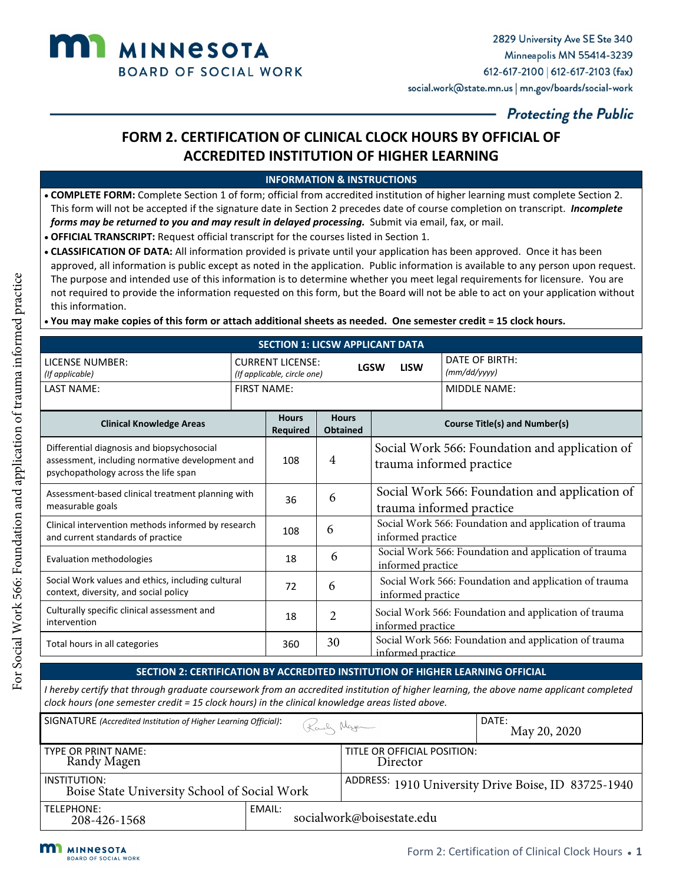**MINNESOTA BOARD OF SOCIAL WORK**

2829 University Ave SE Ste 340
Minneapolis MN 55414-3239
612-617-2100 | 612-617-2103 (fax)
social.work@state.mn.us | mn.gov/boards/social-work

*Protecting the Public*

For Social Work 566: Foundation and application of trauma informed practice

# FORM 2. CERTIFICATION OF CLINICAL CLOCK HOURS BY OFFICIAL OF ACCREDITED INSTITUTION OF HIGHER LEARNING

## INFORMATION & INSTRUCTIONS

- **COMPLETE FORM:** Complete Section 1 of form; official from accredited institution of higher learning must complete Section 2. This form will not be accepted if the signature date in Section 2 precedes date of course completion on transcript. ***Incomplete forms may be returned to you and may result in delayed processing.*** Submit via email, fax, or mail.
- **OFFICIAL TRANSCRIPT:** Request official transcript for the courses listed in Section 1.
- **CLASSIFICATION OF DATA:** All information provided is private until your application has been approved. Once it has been approved, all information is public except as noted in the application. Public information is available to any person upon request. The purpose and intended use of this information is to determine whether you meet legal requirements for licensure. You are not required to provide the information requested on this form, but the Board will not be able to act on your application without this information.
- **You may make copies of this form or attach additional sheets as needed. One semester credit = 15 clock hours.**

## SECTION 1: LICSW APPLICANT DATA

| LICENSE NUMBER: *(If applicable)* | CURRENT LICENSE: *(If applicable, circle one)* LGSW LISW | DATE OF BIRTH: *(mm/dd/yyyy)* |
|---|---|---|
| LAST NAME: | FIRST NAME: | MIDDLE NAME: |

| Clinical Knowledge Areas | Hours Required | Hours Obtained | Course Title(s) and Number(s) |
|---|---|---|---|
| Differential diagnosis and biopsychosocial assessment, including normative development and psychopathology across the life span | 108 | 4 | Social Work 566: Foundation and application of trauma informed practice |
| Assessment-based clinical treatment planning with measurable goals | 36 | 6 | Social Work 566: Foundation and application of trauma informed practice |
| Clinical intervention methods informed by research and current standards of practice | 108 | 6 | Social Work 566: Foundation and application of trauma informed practice |
| Evaluation methodologies | 18 | 6 | Social Work 566: Foundation and application of trauma informed practice |
| Social Work values and ethics, including cultural context, diversity, and social policy | 72 | 6 | Social Work 566: Foundation and application of trauma informed practice |
| Culturally specific clinical assessment and intervention | 18 | 2 | Social Work 566: Foundation and application of trauma informed practice |
| Total hours in all categories | 360 | 30 | Social Work 566: Foundation and application of trauma informed practice |

## SECTION 2: CERTIFICATION BY ACCREDITED INSTITUTION OF HIGHER LEARNING OFFICIAL

*I hereby certify that through graduate coursework from an accredited institution of higher learning, the above name applicant completed clock hours (one semester credit = 15 clock hours) in the clinical knowledge areas listed above.*

| SIGNATURE *(Accredited Institution of Higher Learning Official)*: Randy Magen | DATE: May 20, 2020 |
|---|---|
| TYPE OR PRINT NAME: Randy Magen | TITLE OR OFFICIAL POSITION: Director |
| INSTITUTION: Boise State University School of Social Work | ADDRESS: 1910 University Drive Boise, ID 83725-1940 |
| TELEPHONE: 208-426-1568 | EMAIL: socialwork@boisestate.edu |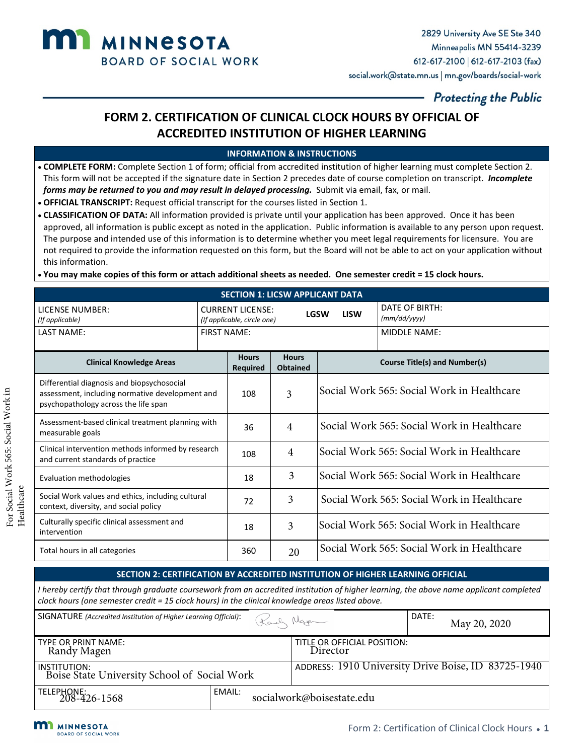MINNESOTA BOARD OF SOCIAL WORK

2829 University Ave SE Ste 340
Minneapolis MN 55414-3239
612-617-2100 | 612-617-2103 (fax)
social.work@state.mn.us | mn.gov/boards/social-work

*Protecting the Public*

# FORM 2. CERTIFICATION OF CLINICAL CLOCK HOURS BY OFFICIAL OF ACCREDITED INSTITUTION OF HIGHER LEARNING

## INFORMATION & INSTRUCTIONS

- **COMPLETE FORM:** Complete Section 1 of form; official from accredited institution of higher learning must complete Section 2. This form will not be accepted if the signature date in Section 2 precedes date of course completion on transcript. ***Incomplete forms may be returned to you and may result in delayed processing.*** Submit via email, fax, or mail.
- **OFFICIAL TRANSCRIPT:** Request official transcript for the courses listed in Section 1.
- **CLASSIFICATION OF DATA:** All information provided is private until your application has been approved. Once it has been approved, all information is public except as noted in the application. Public information is available to any person upon request. The purpose and intended use of this information is to determine whether you meet legal requirements for licensure. You are not required to provide the information requested on this form, but the Board will not be able to act on your application without this information.
- **You may make copies of this form or attach additional sheets as needed. One semester credit = 15 clock hours.**

## SECTION 1: LICSW APPLICANT DATA

| | | |
|---|---|---|
| LICENSE NUMBER: *(If applicable)* | CURRENT LICENSE: *(If applicable, circle one)* LGSW LISW | DATE OF BIRTH: *(mm/dd/yyyy)* |
| LAST NAME: | FIRST NAME: | MIDDLE NAME: |

| Clinical Knowledge Areas | Hours Required | Hours Obtained | Course Title(s) and Number(s) |
|---|---|---|---|
| Differential diagnosis and biopsychosocial assessment, including normative development and psychopathology across the life span | 108 | 3 | Social Work 565: Social Work in Healthcare |
| Assessment-based clinical treatment planning with measurable goals | 36 | 4 | Social Work 565: Social Work in Healthcare |
| Clinical intervention methods informed by research and current standards of practice | 108 | 4 | Social Work 565: Social Work in Healthcare |
| Evaluation methodologies | 18 | 3 | Social Work 565: Social Work in Healthcare |
| Social Work values and ethics, including cultural context, diversity, and social policy | 72 | 3 | Social Work 565: Social Work in Healthcare |
| Culturally specific clinical assessment and intervention | 18 | 3 | Social Work 565: Social Work in Healthcare |
| Total hours in all categories | 360 | 20 | Social Work 565: Social Work in Healthcare |

For Social Work 565: Social Work in Healthcare

## SECTION 2: CERTIFICATION BY ACCREDITED INSTITUTION OF HIGHER LEARNING OFFICIAL

*I hereby certify that through graduate coursework from an accredited institution of higher learning, the above name applicant completed clock hours (one semester credit = 15 clock hours) in the clinical knowledge areas listed above.*

| | |
|---|---|
| SIGNATURE *(Accredited Institution of Higher Learning Official)*: Randy Magen | DATE: May 20, 2020 |
| TYPE OR PRINT NAME: Randy Magen | TITLE OR OFFICIAL POSITION: Director |
| INSTITUTION: Boise State University School of Social Work | ADDRESS: 1910 University Drive Boise, ID 83725-1940 |
| TELEPHONE: 208-426-1568 | EMAIL: socialwork@boisestate.edu |